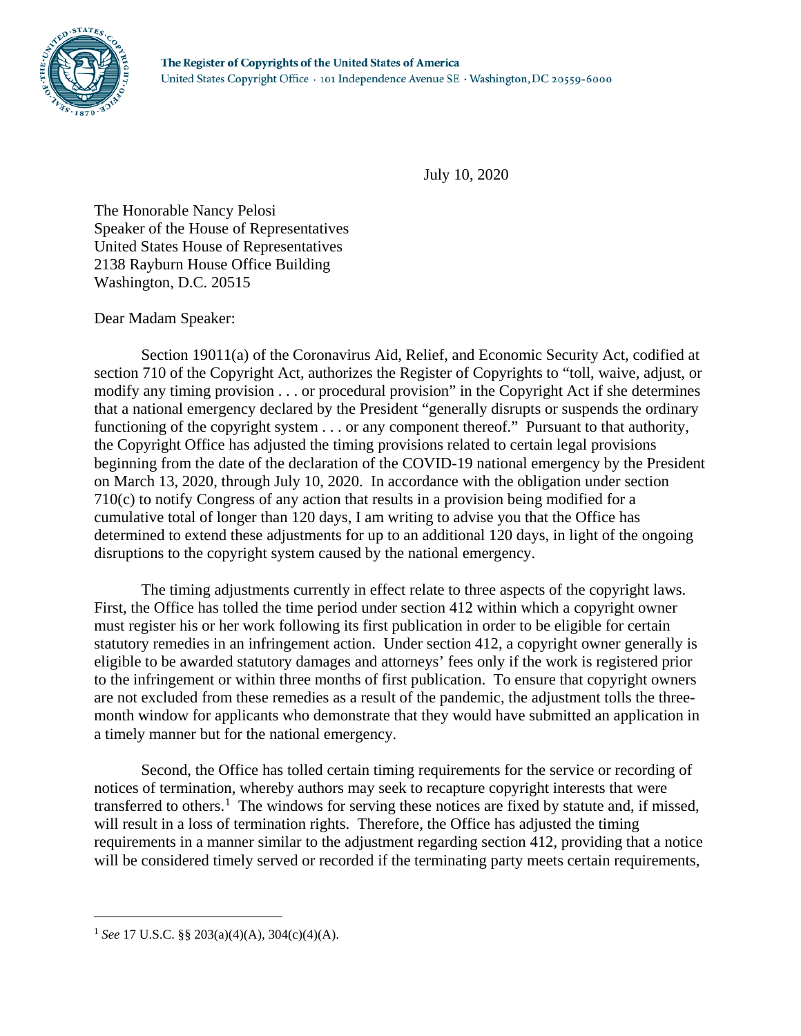**The Register of Copyrights of the United States of America**
United States Copyright Office · 101 Independence Avenue SE · Washington, DC 20559-6000

July 10, 2020

The Honorable Nancy Pelosi
Speaker of the House of Representatives
United States House of Representatives
2138 Rayburn House Office Building
Washington, D.C. 20515

Dear Madam Speaker:

Section 19011(a) of the Coronavirus Aid, Relief, and Economic Security Act, codified at section 710 of the Copyright Act, authorizes the Register of Copyrights to "toll, waive, adjust, or modify any timing provision . . . or procedural provision" in the Copyright Act if she determines that a national emergency declared by the President "generally disrupts or suspends the ordinary functioning of the copyright system . . . or any component thereof." Pursuant to that authority, the Copyright Office has adjusted the timing provisions related to certain legal provisions beginning from the date of the declaration of the COVID-19 national emergency by the President on March 13, 2020, through July 10, 2020. In accordance with the obligation under section 710(c) to notify Congress of any action that results in a provision being modified for a cumulative total of longer than 120 days, I am writing to advise you that the Office has determined to extend these adjustments for up to an additional 120 days, in light of the ongoing disruptions to the copyright system caused by the national emergency.

The timing adjustments currently in effect relate to three aspects of the copyright laws. First, the Office has tolled the time period under section 412 within which a copyright owner must register his or her work following its first publication in order to be eligible for certain statutory remedies in an infringement action. Under section 412, a copyright owner generally is eligible to be awarded statutory damages and attorneys' fees only if the work is registered prior to the infringement or within three months of first publication. To ensure that copyright owners are not excluded from these remedies as a result of the pandemic, the adjustment tolls the three-month window for applicants who demonstrate that they would have submitted an application in a timely manner but for the national emergency.

Second, the Office has tolled certain timing requirements for the service or recording of notices of termination, whereby authors may seek to recapture copyright interests that were transferred to others.[1] The windows for serving these notices are fixed by statute and, if missed, will result in a loss of termination rights. Therefore, the Office has adjusted the timing requirements in a manner similar to the adjustment regarding section 412, providing that a notice will be considered timely served or recorded if the terminating party meets certain requirements,

[1] *See* 17 U.S.C. §§ 203(a)(4)(A), 304(c)(4)(A).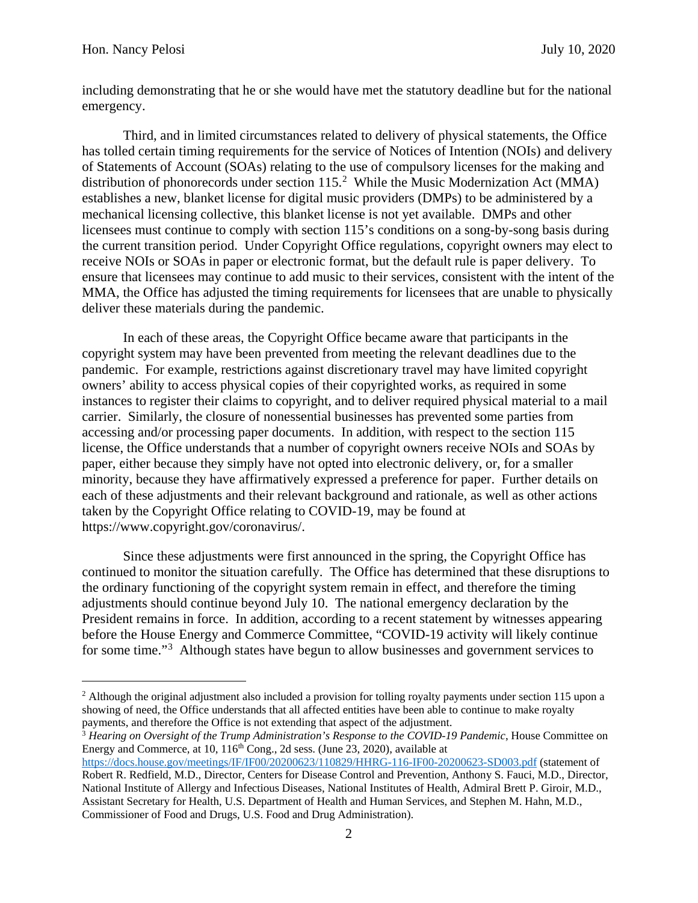including demonstrating that he or she would have met the statutory deadline but for the national emergency.

Third, and in limited circumstances related to delivery of physical statements, the Office has tolled certain timing requirements for the service of Notices of Intention (NOIs) and delivery of Statements of Account (SOAs) relating to the use of compulsory licenses for the making and distribution of phonorecords under section 115.[2] While the Music Modernization Act (MMA) establishes a new, blanket license for digital music providers (DMPs) to be administered by a mechanical licensing collective, this blanket license is not yet available. DMPs and other licensees must continue to comply with section 115's conditions on a song-by-song basis during the current transition period. Under Copyright Office regulations, copyright owners may elect to receive NOIs or SOAs in paper or electronic format, but the default rule is paper delivery. To ensure that licensees may continue to add music to their services, consistent with the intent of the MMA, the Office has adjusted the timing requirements for licensees that are unable to physically deliver these materials during the pandemic.

In each of these areas, the Copyright Office became aware that participants in the copyright system may have been prevented from meeting the relevant deadlines due to the pandemic. For example, restrictions against discretionary travel may have limited copyright owners' ability to access physical copies of their copyrighted works, as required in some instances to register their claims to copyright, and to deliver required physical material to a mail carrier. Similarly, the closure of nonessential businesses has prevented some parties from accessing and/or processing paper documents. In addition, with respect to the section 115 license, the Office understands that a number of copyright owners receive NOIs and SOAs by paper, either because they simply have not opted into electronic delivery, or, for a smaller minority, because they have affirmatively expressed a preference for paper. Further details on each of these adjustments and their relevant background and rationale, as well as other actions taken by the Copyright Office relating to COVID-19, may be found at https://www.copyright.gov/coronavirus/.

Since these adjustments were first announced in the spring, the Copyright Office has continued to monitor the situation carefully. The Office has determined that these disruptions to the ordinary functioning of the copyright system remain in effect, and therefore the timing adjustments should continue beyond July 10. The national emergency declaration by the President remains in force. In addition, according to a recent statement by witnesses appearing before the House Energy and Commerce Committee, "COVID-19 activity will likely continue for some time."[3] Although states have begun to allow businesses and government services to

---

[2] Although the original adjustment also included a provision for tolling royalty payments under section 115 upon a showing of need, the Office understands that all affected entities have been able to continue to make royalty payments, and therefore the Office is not extending that aspect of the adjustment.

[3] *Hearing on Oversight of the Trump Administration's Response to the COVID-19 Pandemic*, House Committee on Energy and Commerce, at 10, 116th Cong., 2d sess. (June 23, 2020), available at https://docs.house.gov/meetings/IF/IF00/20200623/110829/HHRG-116-IF00-20200623-SD003.pdf (statement of Robert R. Redfield, M.D., Director, Centers for Disease Control and Prevention, Anthony S. Fauci, M.D., Director, National Institute of Allergy and Infectious Diseases, National Institutes of Health, Admiral Brett P. Giroir, M.D., Assistant Secretary for Health, U.S. Department of Health and Human Services, and Stephen M. Hahn, M.D., Commissioner of Food and Drugs, U.S. Food and Drug Administration).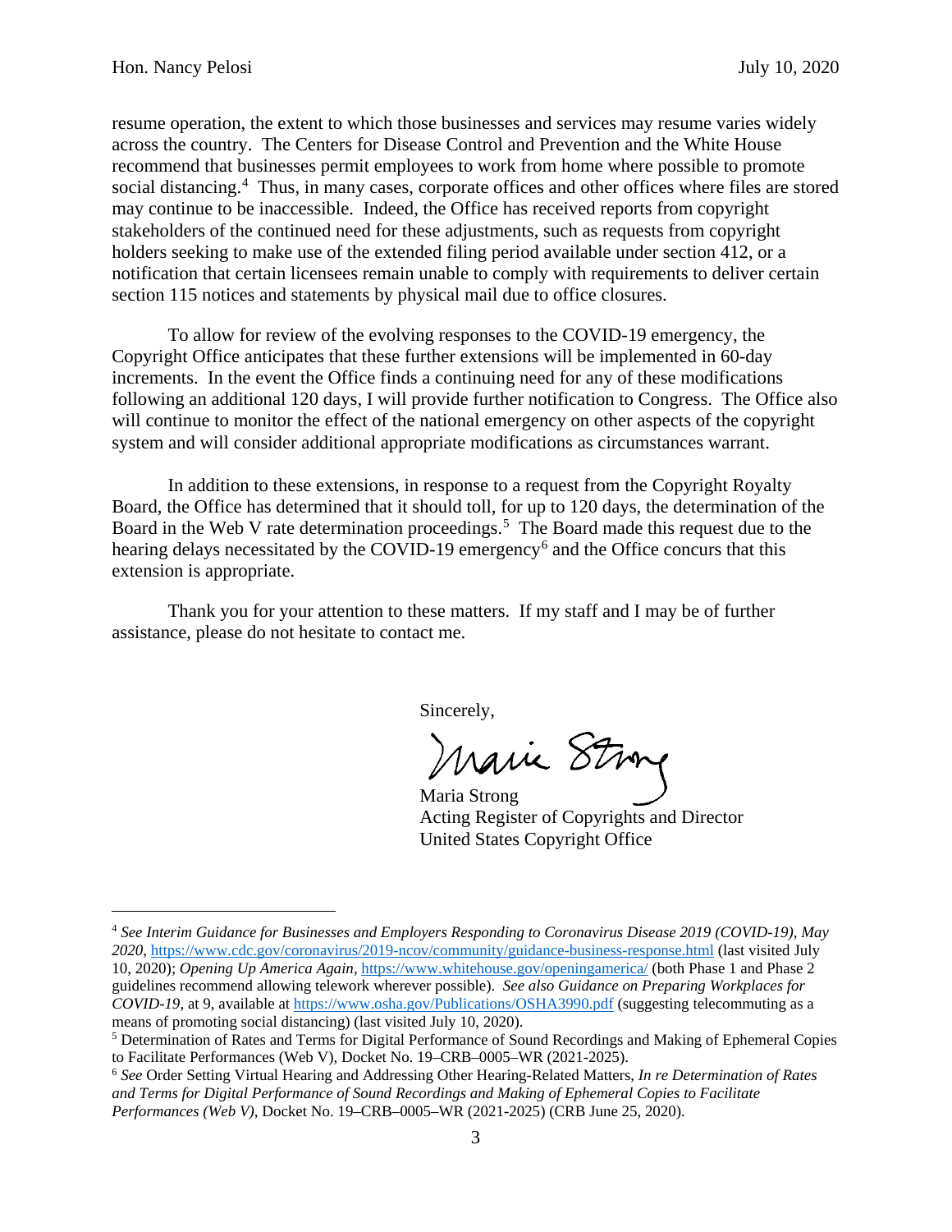resume operation, the extent to which those businesses and services may resume varies widely across the country. The Centers for Disease Control and Prevention and the White House recommend that businesses permit employees to work from home where possible to promote social distancing.[4] Thus, in many cases, corporate offices and other offices where files are stored may continue to be inaccessible. Indeed, the Office has received reports from copyright stakeholders of the continued need for these adjustments, such as requests from copyright holders seeking to make use of the extended filing period available under section 412, or a notification that certain licensees remain unable to comply with requirements to deliver certain section 115 notices and statements by physical mail due to office closures.

To allow for review of the evolving responses to the COVID-19 emergency, the Copyright Office anticipates that these further extensions will be implemented in 60-day increments. In the event the Office finds a continuing need for any of these modifications following an additional 120 days, I will provide further notification to Congress. The Office also will continue to monitor the effect of the national emergency on other aspects of the copyright system and will consider additional appropriate modifications as circumstances warrant.

In addition to these extensions, in response to a request from the Copyright Royalty Board, the Office has determined that it should toll, for up to 120 days, the determination of the Board in the Web V rate determination proceedings.[5] The Board made this request due to the hearing delays necessitated by the COVID-19 emergency[6] and the Office concurs that this extension is appropriate.

Thank you for your attention to these matters. If my staff and I may be of further assistance, please do not hesitate to contact me.

Sincerely,

Maria Strong
Acting Register of Copyrights and Director
United States Copyright Office

---

[4] *See Interim Guidance for Businesses and Employers Responding to Coronavirus Disease 2019 (COVID-19), May 2020*, https://www.cdc.gov/coronavirus/2019-ncov/community/guidance-business-response.html (last visited July 10, 2020); *Opening Up America Again*, https://www.whitehouse.gov/openingamerica/ (both Phase 1 and Phase 2 guidelines recommend allowing telework wherever possible). *See also Guidance on Preparing Workplaces for COVID-19*, at 9, available at https://www.osha.gov/Publications/OSHA3990.pdf (suggesting telecommuting as a means of promoting social distancing) (last visited July 10, 2020).

[5] Determination of Rates and Terms for Digital Performance of Sound Recordings and Making of Ephemeral Copies to Facilitate Performances (Web V), Docket No. 19–CRB–0005–WR (2021-2025).

[6] *See* Order Setting Virtual Hearing and Addressing Other Hearing-Related Matters, *In re Determination of Rates and Terms for Digital Performance of Sound Recordings and Making of Ephemeral Copies to Facilitate Performances (Web V)*, Docket No. 19–CRB–0005–WR (2021-2025) (CRB June 25, 2020).